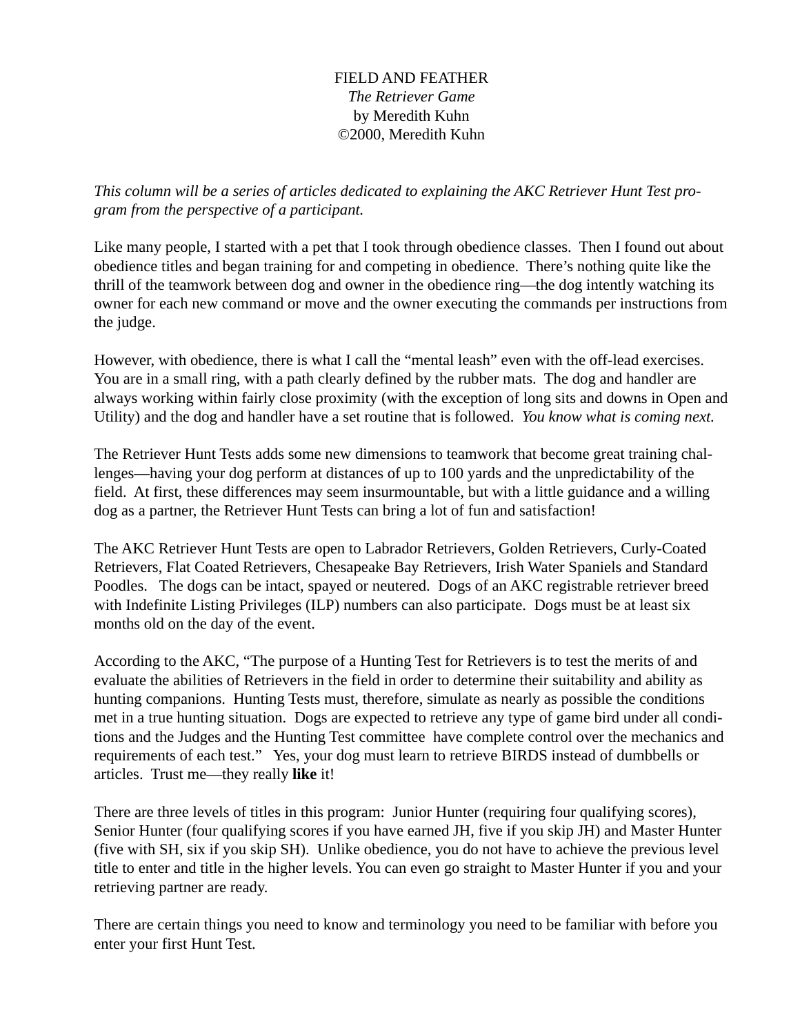FIELD AND FEATHER

*The Retriever Game*

by Meredith Kuhn

©2000, Meredith Kuhn

*This column will be a series of articles dedicated to explaining the AKC Retriever Hunt Test program from the perspective of a participant.*

Like many people, I started with a pet that I took through obedience classes. Then I found out about obedience titles and began training for and competing in obedience. There's nothing quite like the thrill of the teamwork between dog and owner in the obedience ring—the dog intently watching its owner for each new command or move and the owner executing the commands per instructions from the judge.

However, with obedience, there is what I call the "mental leash" even with the off-lead exercises. You are in a small ring, with a path clearly defined by the rubber mats. The dog and handler are always working within fairly close proximity (with the exception of long sits and downs in Open and Utility) and the dog and handler have a set routine that is followed. *You know what is coming next.*

The Retriever Hunt Tests adds some new dimensions to teamwork that become great training challenges—having your dog perform at distances of up to 100 yards and the unpredictability of the field. At first, these differences may seem insurmountable, but with a little guidance and a willing dog as a partner, the Retriever Hunt Tests can bring a lot of fun and satisfaction!

The AKC Retriever Hunt Tests are open to Labrador Retrievers, Golden Retrievers, Curly-Coated Retrievers, Flat Coated Retrievers, Chesapeake Bay Retrievers, Irish Water Spaniels and Standard Poodles. The dogs can be intact, spayed or neutered. Dogs of an AKC registrable retriever breed with Indefinite Listing Privileges (ILP) numbers can also participate. Dogs must be at least six months old on the day of the event.

According to the AKC, "The purpose of a Hunting Test for Retrievers is to test the merits of and evaluate the abilities of Retrievers in the field in order to determine their suitability and ability as hunting companions. Hunting Tests must, therefore, simulate as nearly as possible the conditions met in a true hunting situation. Dogs are expected to retrieve any type of game bird under all conditions and the Judges and the Hunting Test committee have complete control over the mechanics and requirements of each test." Yes, your dog must learn to retrieve BIRDS instead of dumbbells or articles. Trust me—they really **like** it!

There are three levels of titles in this program: Junior Hunter (requiring four qualifying scores), Senior Hunter (four qualifying scores if you have earned JH, five if you skip JH) and Master Hunter (five with SH, six if you skip SH). Unlike obedience, you do not have to achieve the previous level title to enter and title in the higher levels. You can even go straight to Master Hunter if you and your retrieving partner are ready.

There are certain things you need to know and terminology you need to be familiar with before you enter your first Hunt Test.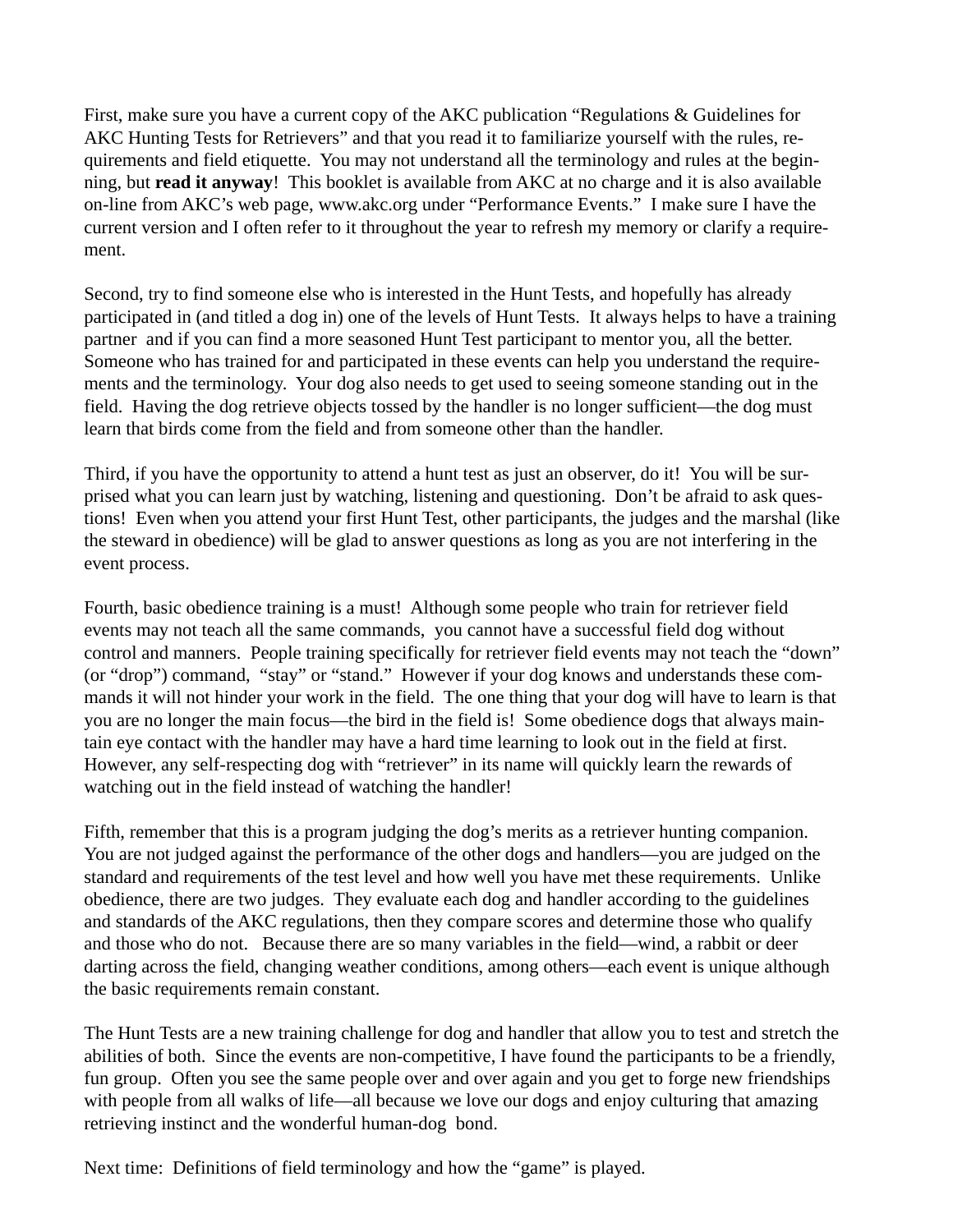First, make sure you have a current copy of the AKC publication "Regulations & Guidelines for AKC Hunting Tests for Retrievers" and that you read it to familiarize yourself with the rules, requirements and field etiquette. You may not understand all the terminology and rules at the beginning, but **read it anyway**! This booklet is available from AKC at no charge and it is also available on-line from AKC's web page, www.akc.org under "Performance Events." I make sure I have the current version and I often refer to it throughout the year to refresh my memory or clarify a requirement.

Second, try to find someone else who is interested in the Hunt Tests, and hopefully has already participated in (and titled a dog in) one of the levels of Hunt Tests. It always helps to have a training partner and if you can find a more seasoned Hunt Test participant to mentor you, all the better. Someone who has trained for and participated in these events can help you understand the requirements and the terminology. Your dog also needs to get used to seeing someone standing out in the field. Having the dog retrieve objects tossed by the handler is no longer sufficient—the dog must learn that birds come from the field and from someone other than the handler.

Third, if you have the opportunity to attend a hunt test as just an observer, do it! You will be surprised what you can learn just by watching, listening and questioning. Don't be afraid to ask questions! Even when you attend your first Hunt Test, other participants, the judges and the marshal (like the steward in obedience) will be glad to answer questions as long as you are not interfering in the event process.

Fourth, basic obedience training is a must! Although some people who train for retriever field events may not teach all the same commands, you cannot have a successful field dog without control and manners. People training specifically for retriever field events may not teach the "down" (or "drop") command, "stay" or "stand." However if your dog knows and understands these commands it will not hinder your work in the field. The one thing that your dog will have to learn is that you are no longer the main focus—the bird in the field is! Some obedience dogs that always maintain eye contact with the handler may have a hard time learning to look out in the field at first. However, any self-respecting dog with "retriever" in its name will quickly learn the rewards of watching out in the field instead of watching the handler!

Fifth, remember that this is a program judging the dog's merits as a retriever hunting companion. You are not judged against the performance of the other dogs and handlers—you are judged on the standard and requirements of the test level and how well you have met these requirements. Unlike obedience, there are two judges. They evaluate each dog and handler according to the guidelines and standards of the AKC regulations, then they compare scores and determine those who qualify and those who do not. Because there are so many variables in the field—wind, a rabbit or deer darting across the field, changing weather conditions, among others—each event is unique although the basic requirements remain constant.

The Hunt Tests are a new training challenge for dog and handler that allow you to test and stretch the abilities of both. Since the events are non-competitive, I have found the participants to be a friendly, fun group. Often you see the same people over and over again and you get to forge new friendships with people from all walks of life—all because we love our dogs and enjoy culturing that amazing retrieving instinct and the wonderful human-dog bond.

Next time: Definitions of field terminology and how the "game" is played.